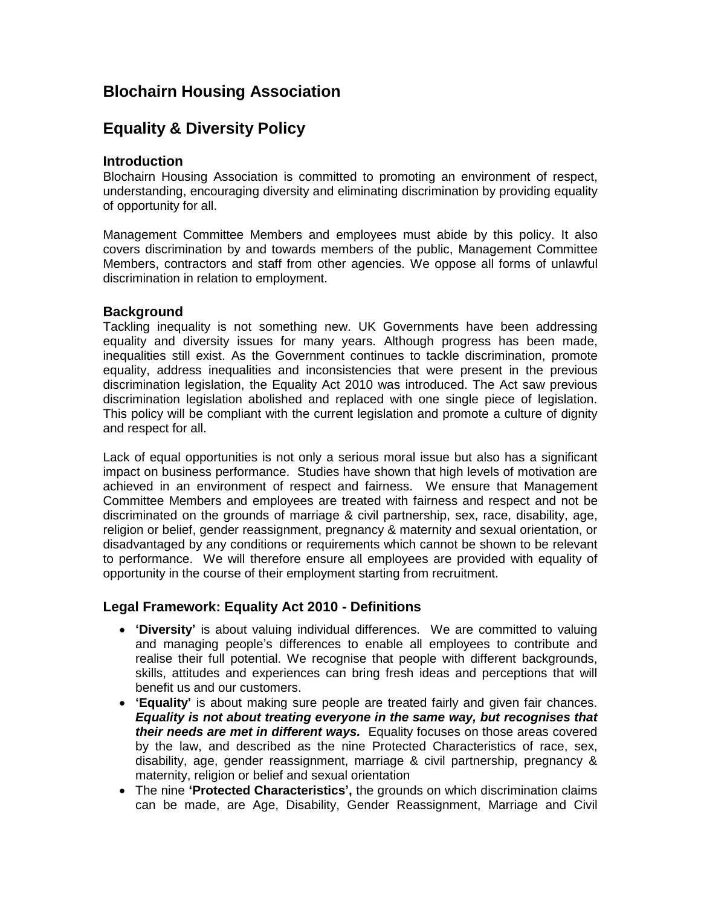# Blochairn Housing Association

# Equality & Diversity Policy

### Introduction

Blochairn Housing Association is committed to promoting an environment of respect, understanding, encouraging diversity and eliminating discrimination by providing equality of opportunity for all.

Management Committee Members and employees must abide by this policy. It also covers discrimination by and towards members of the public, Management Committee Members, contractors and staff from other agencies. We oppose all forms of unlawful discrimination in relation to employment.

### Background

Tackling inequality is not something new. UK Governments have been addressing equality and diversity issues for many years. Although progress has been made, inequalities still exist. As the Government continues to tackle discrimination, promote equality, address inequalities and inconsistencies that were present in the previous discrimination legislation, the Equality Act 2010 was introduced. The Act saw previous discrimination legislation abolished and replaced with one single piece of legislation. This policy will be compliant with the current legislation and promote a culture of dignity and respect for all.

Lack of equal opportunities is not only a serious moral issue but also has a significant impact on business performance. Studies have shown that high levels of motivation are achieved in an environment of respect and fairness. We ensure that Management Committee Members and employees are treated with fairness and respect and not be discriminated on the grounds of marriage & civil partnership, sex, race, disability, age, religion or belief, gender reassignment, pregnancy & maternity and sexual orientation, or disadvantaged by any conditions or requirements which cannot be shown to be relevant to performance. We will therefore ensure all employees are provided with equality of opportunity in the course of their employment starting from recruitment.

### Legal Framework: Equality Act 2010 - Definitions

- **'Diversity'** is about valuing individual differences. We are committed to valuing and managing people's differences to enable all employees to contribute and realise their full potential. We recognise that people with different backgrounds, skills, attitudes and experiences can bring fresh ideas and perceptions that will benefit us and our customers.
- **'Equality'** is about making sure people are treated fairly and given fair chances. ***Equality is not about treating everyone in the same way, but recognises that their needs are met in different ways.*** Equality focuses on those areas covered by the law, and described as the nine Protected Characteristics of race, sex, disability, age, gender reassignment, marriage & civil partnership, pregnancy & maternity, religion or belief and sexual orientation
- The nine **'Protected Characteristics',** the grounds on which discrimination claims can be made, are Age, Disability, Gender Reassignment, Marriage and Civil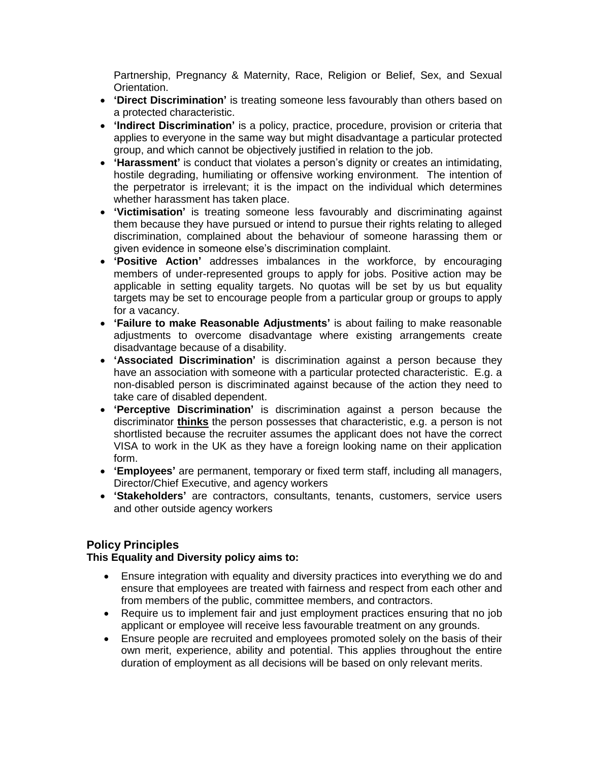Partnership, Pregnancy & Maternity, Race, Religion or Belief, Sex, and Sexual Orientation.

- **'Direct Discrimination'** is treating someone less favourably than others based on a protected characteristic.
- **'Indirect Discrimination'** is a policy, practice, procedure, provision or criteria that applies to everyone in the same way but might disadvantage a particular protected group, and which cannot be objectively justified in relation to the job.
- **'Harassment'** is conduct that violates a person's dignity or creates an intimidating, hostile degrading, humiliating or offensive working environment. The intention of the perpetrator is irrelevant; it is the impact on the individual which determines whether harassment has taken place.
- **'Victimisation'** is treating someone less favourably and discriminating against them because they have pursued or intend to pursue their rights relating to alleged discrimination, complained about the behaviour of someone harassing them or given evidence in someone else's discrimination complaint.
- **'Positive Action'** addresses imbalances in the workforce, by encouraging members of under-represented groups to apply for jobs. Positive action may be applicable in setting equality targets. No quotas will be set by us but equality targets may be set to encourage people from a particular group or groups to apply for a vacancy.
- **'Failure to make Reasonable Adjustments'** is about failing to make reasonable adjustments to overcome disadvantage where existing arrangements create disadvantage because of a disability.
- **'Associated Discrimination'** is discrimination against a person because they have an association with someone with a particular protected characteristic. E.g. a non-disabled person is discriminated against because of the action they need to take care of disabled dependent.
- **'Perceptive Discrimination'** is discrimination against a person because the discriminator **<u>thinks</u>** the person possesses that characteristic, e.g. a person is not shortlisted because the recruiter assumes the applicant does not have the correct VISA to work in the UK as they have a foreign looking name on their application form.
- **'Employees'** are permanent, temporary or fixed term staff, including all managers, Director/Chief Executive, and agency workers
- **'Stakeholders'** are contractors, consultants, tenants, customers, service users and other outside agency workers

## Policy Principles

**This Equality and Diversity policy aims to:**

- Ensure integration with equality and diversity practices into everything we do and ensure that employees are treated with fairness and respect from each other and from members of the public, committee members, and contractors.
- Require us to implement fair and just employment practices ensuring that no job applicant or employee will receive less favourable treatment on any grounds.
- Ensure people are recruited and employees promoted solely on the basis of their own merit, experience, ability and potential. This applies throughout the entire duration of employment as all decisions will be based on only relevant merits.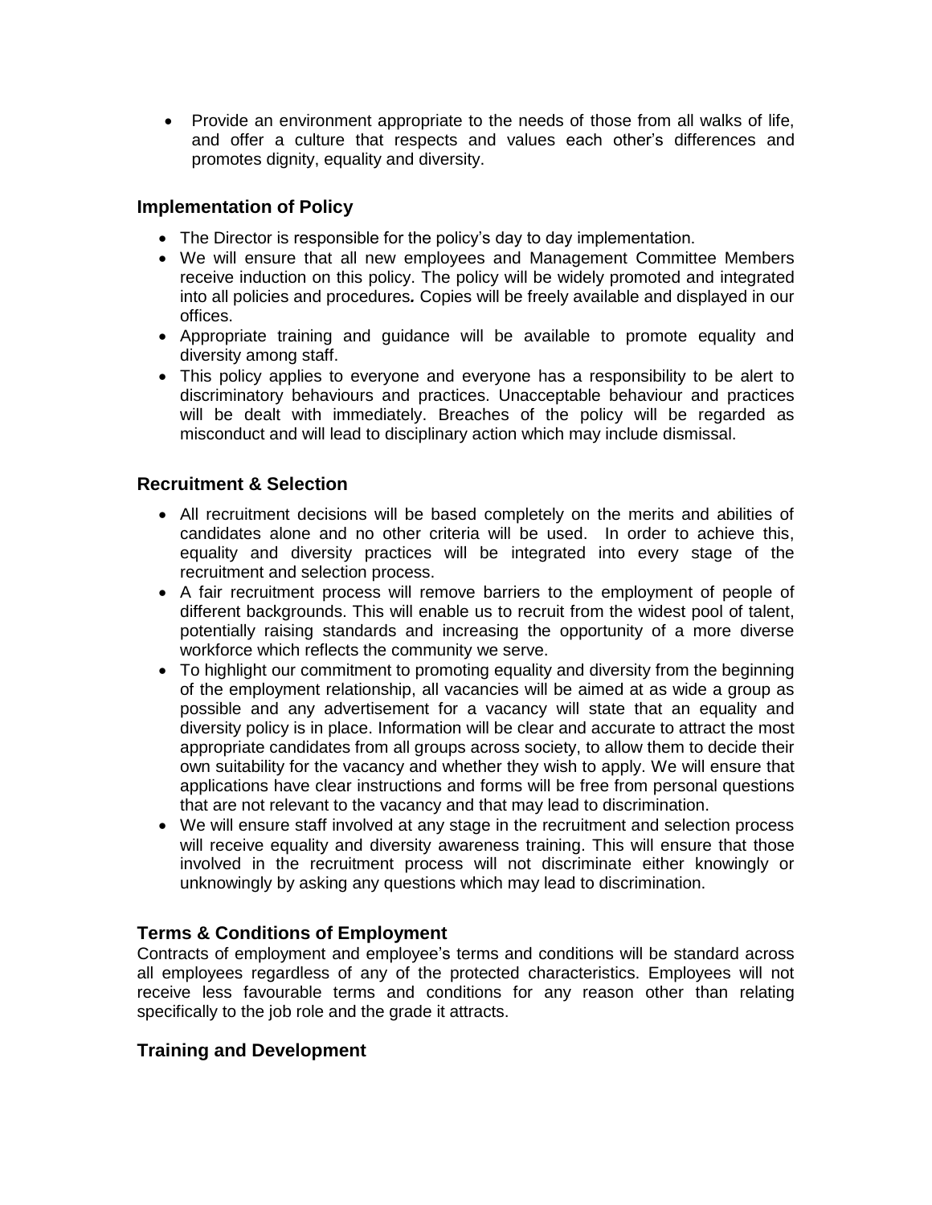- Provide an environment appropriate to the needs of those from all walks of life, and offer a culture that respects and values each other's differences and promotes dignity, equality and diversity.

## Implementation of Policy

- The Director is responsible for the policy's day to day implementation.
- We will ensure that all new employees and Management Committee Members receive induction on this policy. The policy will be widely promoted and integrated into all policies and procedures**.** Copies will be freely available and displayed in our offices.
- Appropriate training and guidance will be available to promote equality and diversity among staff.
- This policy applies to everyone and everyone has a responsibility to be alert to discriminatory behaviours and practices. Unacceptable behaviour and practices will be dealt with immediately. Breaches of the policy will be regarded as misconduct and will lead to disciplinary action which may include dismissal.

## Recruitment & Selection

- All recruitment decisions will be based completely on the merits and abilities of candidates alone and no other criteria will be used. In order to achieve this, equality and diversity practices will be integrated into every stage of the recruitment and selection process.
- A fair recruitment process will remove barriers to the employment of people of different backgrounds. This will enable us to recruit from the widest pool of talent, potentially raising standards and increasing the opportunity of a more diverse workforce which reflects the community we serve.
- To highlight our commitment to promoting equality and diversity from the beginning of the employment relationship, all vacancies will be aimed at as wide a group as possible and any advertisement for a vacancy will state that an equality and diversity policy is in place. Information will be clear and accurate to attract the most appropriate candidates from all groups across society, to allow them to decide their own suitability for the vacancy and whether they wish to apply. We will ensure that applications have clear instructions and forms will be free from personal questions that are not relevant to the vacancy and that may lead to discrimination.
- We will ensure staff involved at any stage in the recruitment and selection process will receive equality and diversity awareness training. This will ensure that those involved in the recruitment process will not discriminate either knowingly or unknowingly by asking any questions which may lead to discrimination.

## Terms & Conditions of Employment

Contracts of employment and employee's terms and conditions will be standard across all employees regardless of any of the protected characteristics. Employees will not receive less favourable terms and conditions for any reason other than relating specifically to the job role and the grade it attracts.

## Training and Development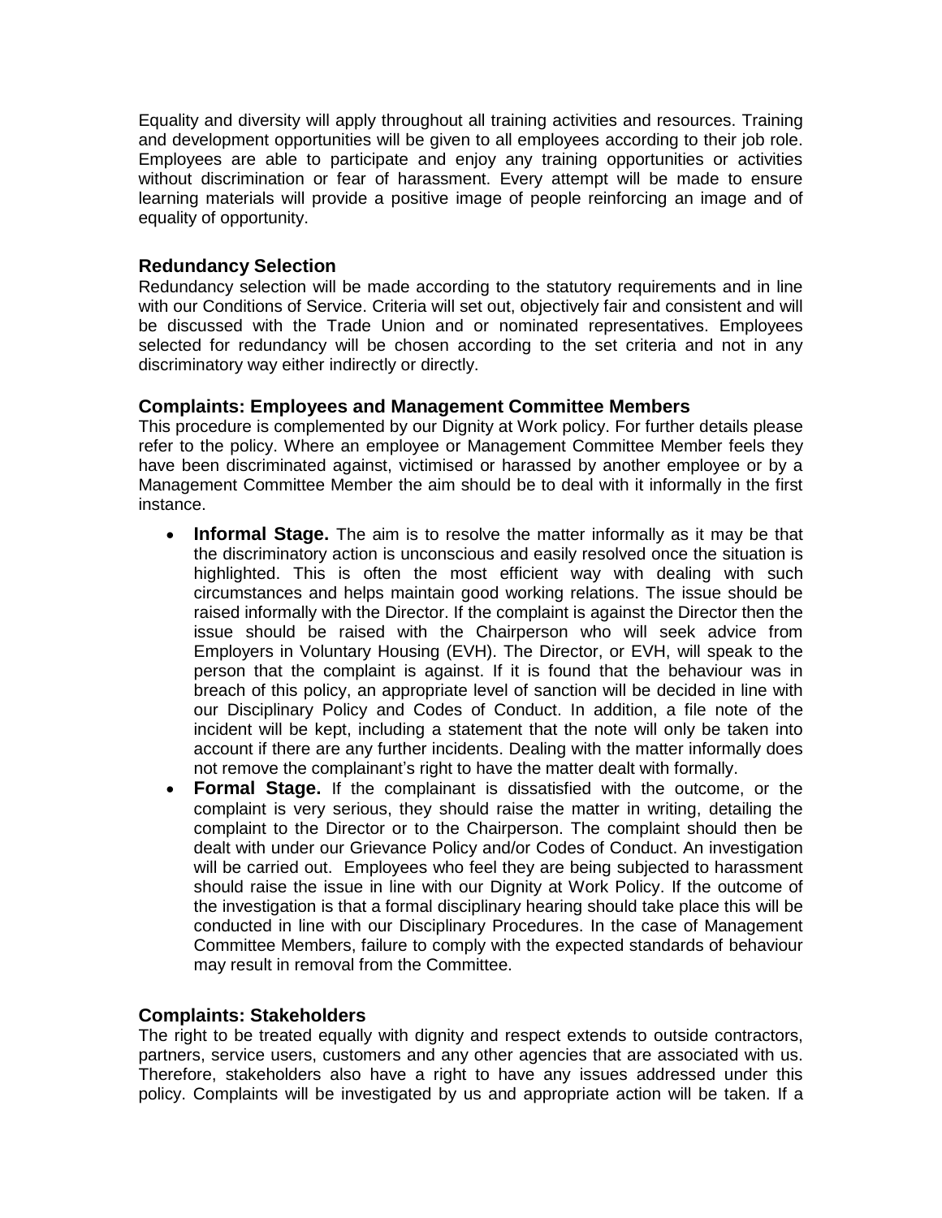Equality and diversity will apply throughout all training activities and resources. Training and development opportunities will be given to all employees according to their job role. Employees are able to participate and enjoy any training opportunities or activities without discrimination or fear of harassment. Every attempt will be made to ensure learning materials will provide a positive image of people reinforcing an image and of equality of opportunity.

### Redundancy Selection

Redundancy selection will be made according to the statutory requirements and in line with our Conditions of Service. Criteria will set out, objectively fair and consistent and will be discussed with the Trade Union and or nominated representatives. Employees selected for redundancy will be chosen according to the set criteria and not in any discriminatory way either indirectly or directly.

### Complaints: Employees and Management Committee Members

This procedure is complemented by our Dignity at Work policy. For further details please refer to the policy. Where an employee or Management Committee Member feels they have been discriminated against, victimised or harassed by another employee or by a Management Committee Member the aim should be to deal with it informally in the first instance.

- **Informal Stage.** The aim is to resolve the matter informally as it may be that the discriminatory action is unconscious and easily resolved once the situation is highlighted. This is often the most efficient way with dealing with such circumstances and helps maintain good working relations. The issue should be raised informally with the Director. If the complaint is against the Director then the issue should be raised with the Chairperson who will seek advice from Employers in Voluntary Housing (EVH). The Director, or EVH, will speak to the person that the complaint is against. If it is found that the behaviour was in breach of this policy, an appropriate level of sanction will be decided in line with our Disciplinary Policy and Codes of Conduct. In addition, a file note of the incident will be kept, including a statement that the note will only be taken into account if there are any further incidents. Dealing with the matter informally does not remove the complainant's right to have the matter dealt with formally.
- **Formal Stage.** If the complainant is dissatisfied with the outcome, or the complaint is very serious, they should raise the matter in writing, detailing the complaint to the Director or to the Chairperson. The complaint should then be dealt with under our Grievance Policy and/or Codes of Conduct. An investigation will be carried out. Employees who feel they are being subjected to harassment should raise the issue in line with our Dignity at Work Policy. If the outcome of the investigation is that a formal disciplinary hearing should take place this will be conducted in line with our Disciplinary Procedures. In the case of Management Committee Members, failure to comply with the expected standards of behaviour may result in removal from the Committee.

### Complaints: Stakeholders

The right to be treated equally with dignity and respect extends to outside contractors, partners, service users, customers and any other agencies that are associated with us. Therefore, stakeholders also have a right to have any issues addressed under this policy. Complaints will be investigated by us and appropriate action will be taken. If a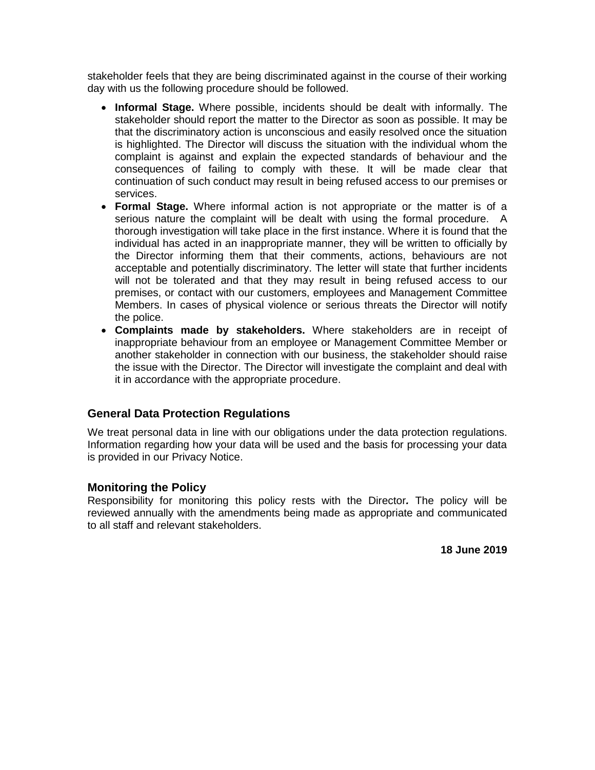stakeholder feels that they are being discriminated against in the course of their working day with us the following procedure should be followed.

- **Informal Stage.** Where possible, incidents should be dealt with informally. The stakeholder should report the matter to the Director as soon as possible. It may be that the discriminatory action is unconscious and easily resolved once the situation is highlighted. The Director will discuss the situation with the individual whom the complaint is against and explain the expected standards of behaviour and the consequences of failing to comply with these. It will be made clear that continuation of such conduct may result in being refused access to our premises or services.
- **Formal Stage.** Where informal action is not appropriate or the matter is of a serious nature the complaint will be dealt with using the formal procedure. A thorough investigation will take place in the first instance. Where it is found that the individual has acted in an inappropriate manner, they will be written to officially by the Director informing them that their comments, actions, behaviours are not acceptable and potentially discriminatory. The letter will state that further incidents will not be tolerated and that they may result in being refused access to our premises, or contact with our customers, employees and Management Committee Members. In cases of physical violence or serious threats the Director will notify the police.
- **Complaints made by stakeholders.** Where stakeholders are in receipt of inappropriate behaviour from an employee or Management Committee Member or another stakeholder in connection with our business, the stakeholder should raise the issue with the Director. The Director will investigate the complaint and deal with it in accordance with the appropriate procedure.

## General Data Protection Regulations

We treat personal data in line with our obligations under the data protection regulations. Information regarding how your data will be used and the basis for processing your data is provided in our Privacy Notice.

## Monitoring the Policy

Responsibility for monitoring this policy rests with the Director***.*** The policy will be reviewed annually with the amendments being made as appropriate and communicated to all staff and relevant stakeholders.

**18 June 2019**